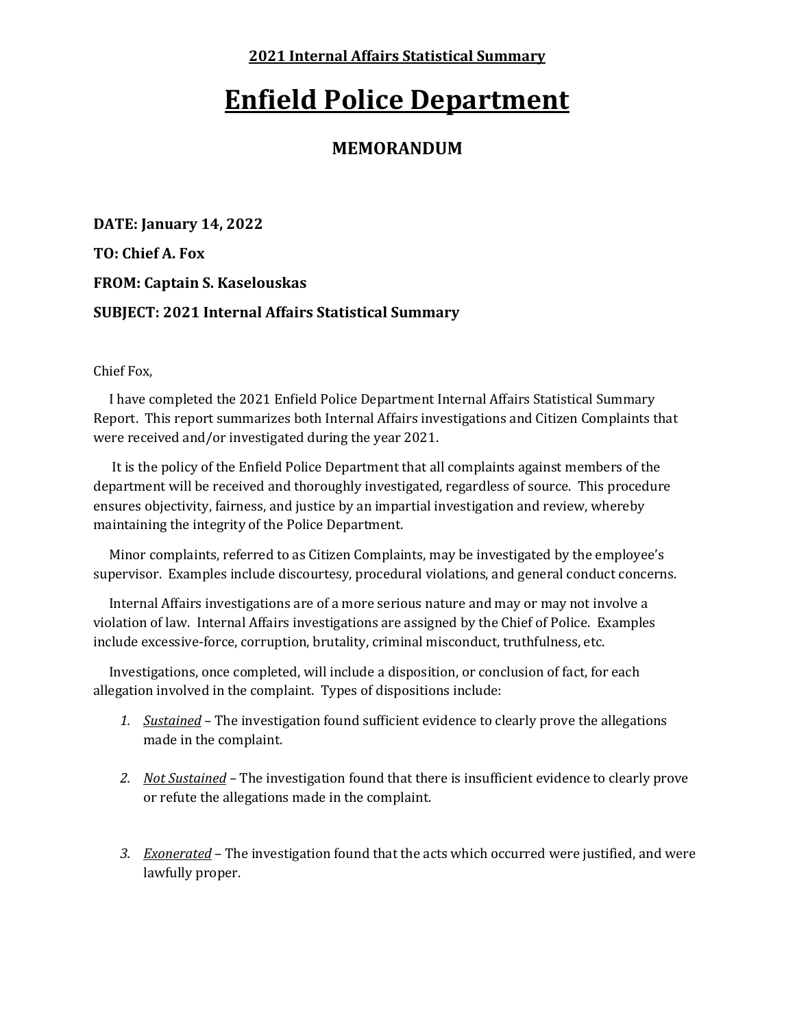**2021 Internal Affairs Statistical Summary**

# Enfield Police Department

## MEMORANDUM

**DATE: January 14, 2022**

**TO: Chief A. Fox**

**FROM: Captain S. Kaselouskas**

**SUBJECT: 2021 Internal Affairs Statistical Summary**

Chief Fox,

I have completed the 2021 Enfield Police Department Internal Affairs Statistical Summary Report. This report summarizes both Internal Affairs investigations and Citizen Complaints that were received and/or investigated during the year 2021.

It is the policy of the Enfield Police Department that all complaints against members of the department will be received and thoroughly investigated, regardless of source. This procedure ensures objectivity, fairness, and justice by an impartial investigation and review, whereby maintaining the integrity of the Police Department.

Minor complaints, referred to as Citizen Complaints, may be investigated by the employee's supervisor. Examples include discourtesy, procedural violations, and general conduct concerns.

Internal Affairs investigations are of a more serious nature and may or may not involve a violation of law. Internal Affairs investigations are assigned by the Chief of Police. Examples include excessive-force, corruption, brutality, criminal misconduct, truthfulness, etc.

Investigations, once completed, will include a disposition, or conclusion of fact, for each allegation involved in the complaint. Types of dispositions include:

1. *Sustained* – The investigation found sufficient evidence to clearly prove the allegations made in the complaint.

2. *Not Sustained* – The investigation found that there is insufficient evidence to clearly prove or refute the allegations made in the complaint.

3. *Exonerated* – The investigation found that the acts which occurred were justified, and were lawfully proper.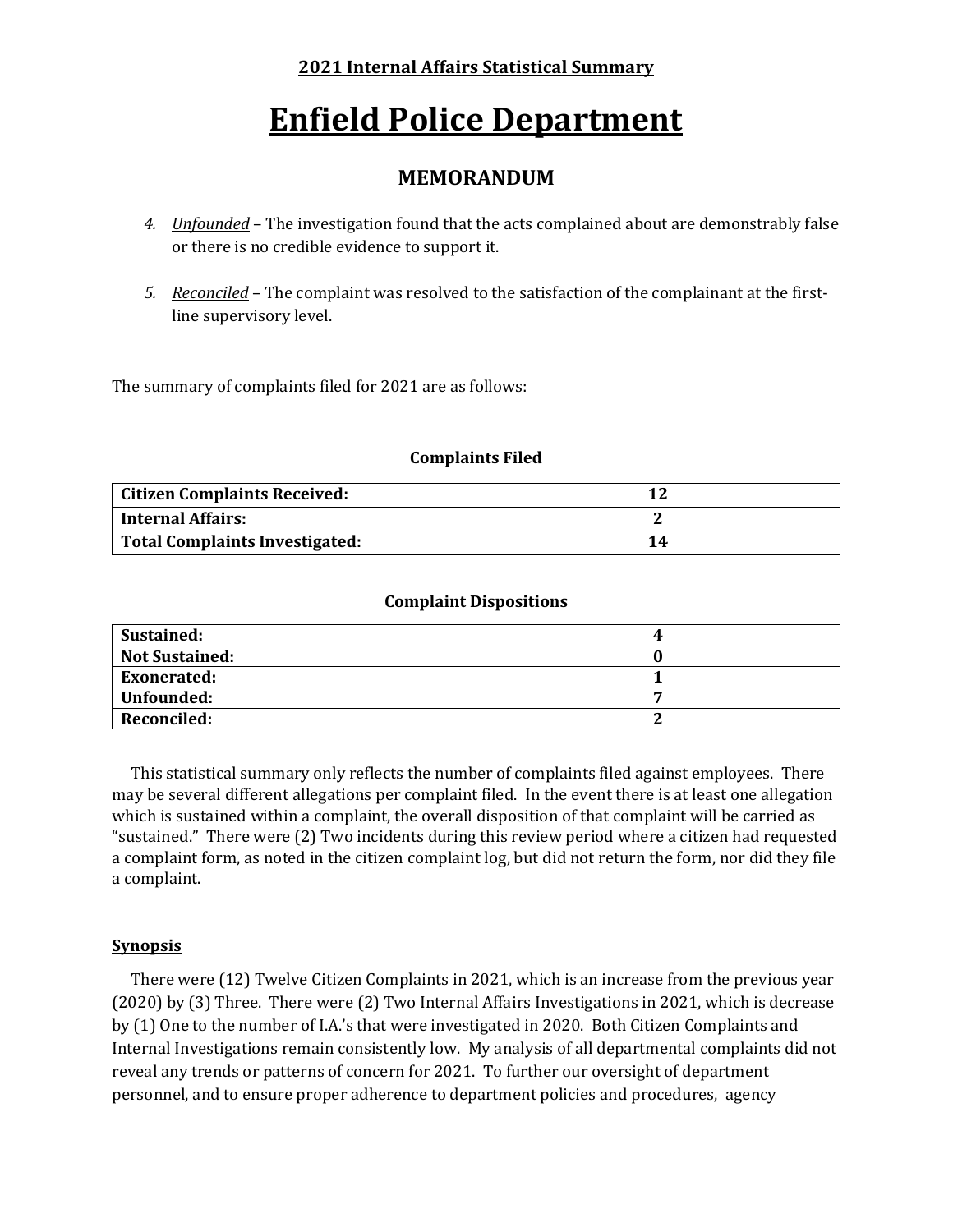**2021 Internal Affairs Statistical Summary**

# Enfield Police Department

## MEMORANDUM

4. *Unfounded* – The investigation found that the acts complained about are demonstrably false or there is no credible evidence to support it.

5. *Reconciled* – The complaint was resolved to the satisfaction of the complainant at the first-line supervisory level.

The summary of complaints filed for 2021 are as follows:

**Complaints Filed**

| | |
|---|---|
| **Citizen Complaints Received:** | **12** |
| **Internal Affairs:** | **2** |
| **Total Complaints Investigated:** | **14** |

**Complaint Dispositions**

| | |
|---|---|
| **Sustained:** | **4** |
| **Not Sustained:** | **0** |
| **Exonerated:** | **1** |
| **Unfounded:** | **7** |
| **Reconciled:** | **2** |

This statistical summary only reflects the number of complaints filed against employees. There may be several different allegations per complaint filed. In the event there is at least one allegation which is sustained within a complaint, the overall disposition of that complaint will be carried as "sustained." There were (2) Two incidents during this review period where a citizen had requested a complaint form, as noted in the citizen complaint log, but did not return the form, nor did they file a complaint.

**Synopsis**

There were (12) Twelve Citizen Complaints in 2021, which is an increase from the previous year (2020) by (3) Three. There were (2) Two Internal Affairs Investigations in 2021, which is decrease by (1) One to the number of I.A.'s that were investigated in 2020. Both Citizen Complaints and Internal Investigations remain consistently low. My analysis of all departmental complaints did not reveal any trends or patterns of concern for 2021. To further our oversight of department personnel, and to ensure proper adherence to department policies and procedures, agency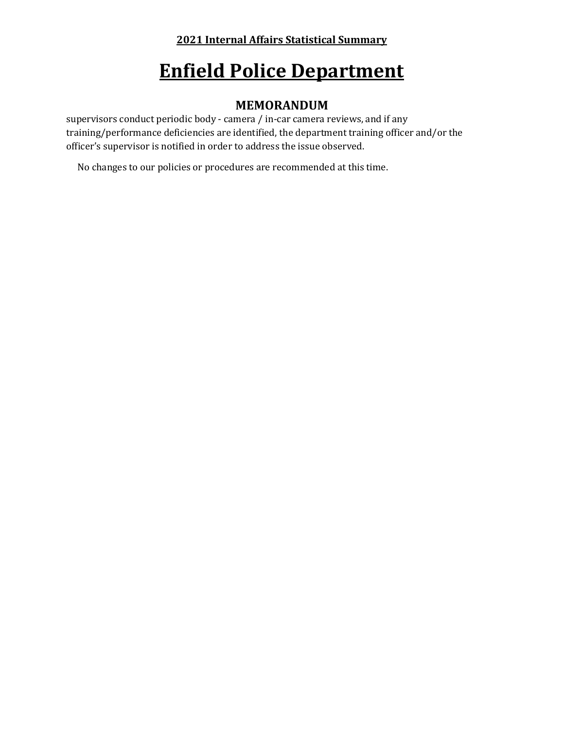supervisors conduct periodic body - camera / in-car camera reviews, and if any training/performance deficiencies are identified, the department training officer and/or the officer's supervisor is notified in order to address the issue observed.

No changes to our policies or procedures are recommended at this time.